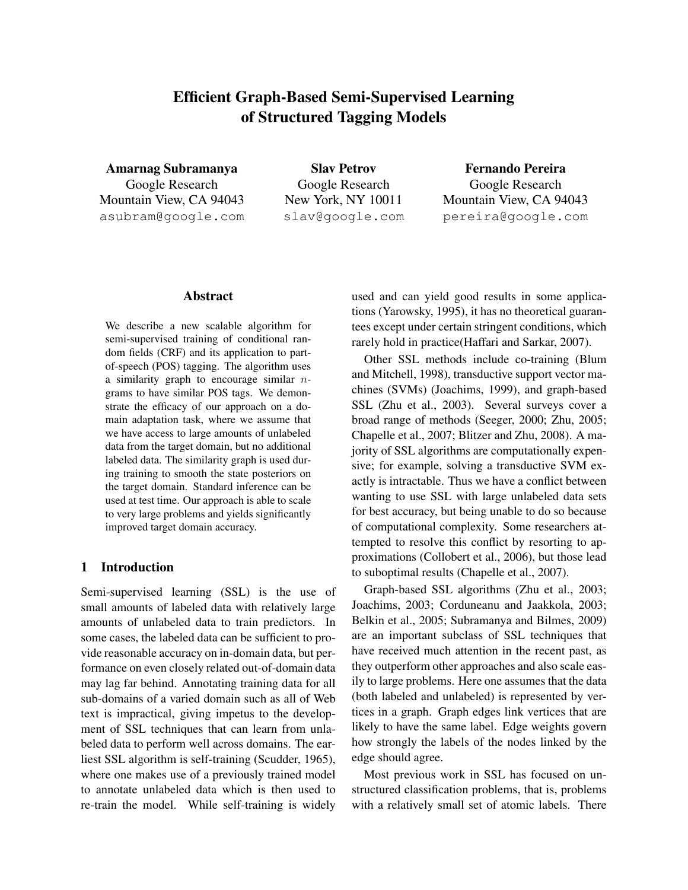# Efficient Graph-Based Semi-Supervised Learning of Structured Tagging Models

**Amarnag Subramanya**
Google Research
Mountain View, CA 94043
asubram@google.com

**Slav Petrov**
Google Research
New York, NY 10011
slav@google.com

**Fernando Pereira**
Google Research
Mountain View, CA 94043
pereira@google.com

## Abstract

We describe a new scalable algorithm for semi-supervised training of conditional random fields (CRF) and its application to part-of-speech (POS) tagging. The algorithm uses a similarity graph to encourage similar $n$-grams to have similar POS tags. We demonstrate the efficacy of our approach on a domain adaptation task, where we assume that we have access to large amounts of unlabeled data from the target domain, but no additional labeled data. The similarity graph is used during training to smooth the state posteriors on the target domain. Standard inference can be used at test time. Our approach is able to scale to very large problems and yields significantly improved target domain accuracy.

## 1 Introduction

Semi-supervised learning (SSL) is the use of small amounts of labeled data with relatively large amounts of unlabeled data to train predictors. In some cases, the labeled data can be sufficient to provide reasonable accuracy on in-domain data, but performance on even closely related out-of-domain data may lag far behind. Annotating training data for all sub-domains of a varied domain such as all of Web text is impractical, giving impetus to the development of SSL techniques that can learn from unlabeled data to perform well across domains. The earliest SSL algorithm is self-training (Scudder, 1965), where one makes use of a previously trained model to annotate unlabeled data which is then used to re-train the model. While self-training is widely used and can yield good results in some applications (Yarowsky, 1995), it has no theoretical guarantees except under certain stringent conditions, which rarely hold in practice(Haffari and Sarkar, 2007).

Other SSL methods include co-training (Blum and Mitchell, 1998), transductive support vector machines (SVMs) (Joachims, 1999), and graph-based SSL (Zhu et al., 2003). Several surveys cover a broad range of methods (Seeger, 2000; Zhu, 2005; Chapelle et al., 2007; Blitzer and Zhu, 2008). A majority of SSL algorithms are computationally expensive; for example, solving a transductive SVM exactly is intractable. Thus we have a conflict between wanting to use SSL with large unlabeled data sets for best accuracy, but being unable to do so because of computational complexity. Some researchers attempted to resolve this conflict by resorting to approximations (Collobert et al., 2006), but those lead to suboptimal results (Chapelle et al., 2007).

Graph-based SSL algorithms (Zhu et al., 2003; Joachims, 2003; Corduneanu and Jaakkola, 2003; Belkin et al., 2005; Subramanya and Bilmes, 2009) are an important subclass of SSL techniques that have received much attention in the recent past, as they outperform other approaches and also scale easily to large problems. Here one assumes that the data (both labeled and unlabeled) is represented by vertices in a graph. Graph edges link vertices that are likely to have the same label. Edge weights govern how strongly the labels of the nodes linked by the edge should agree.

Most previous work in SSL has focused on unstructured classification problems, that is, problems with a relatively small set of atomic labels. There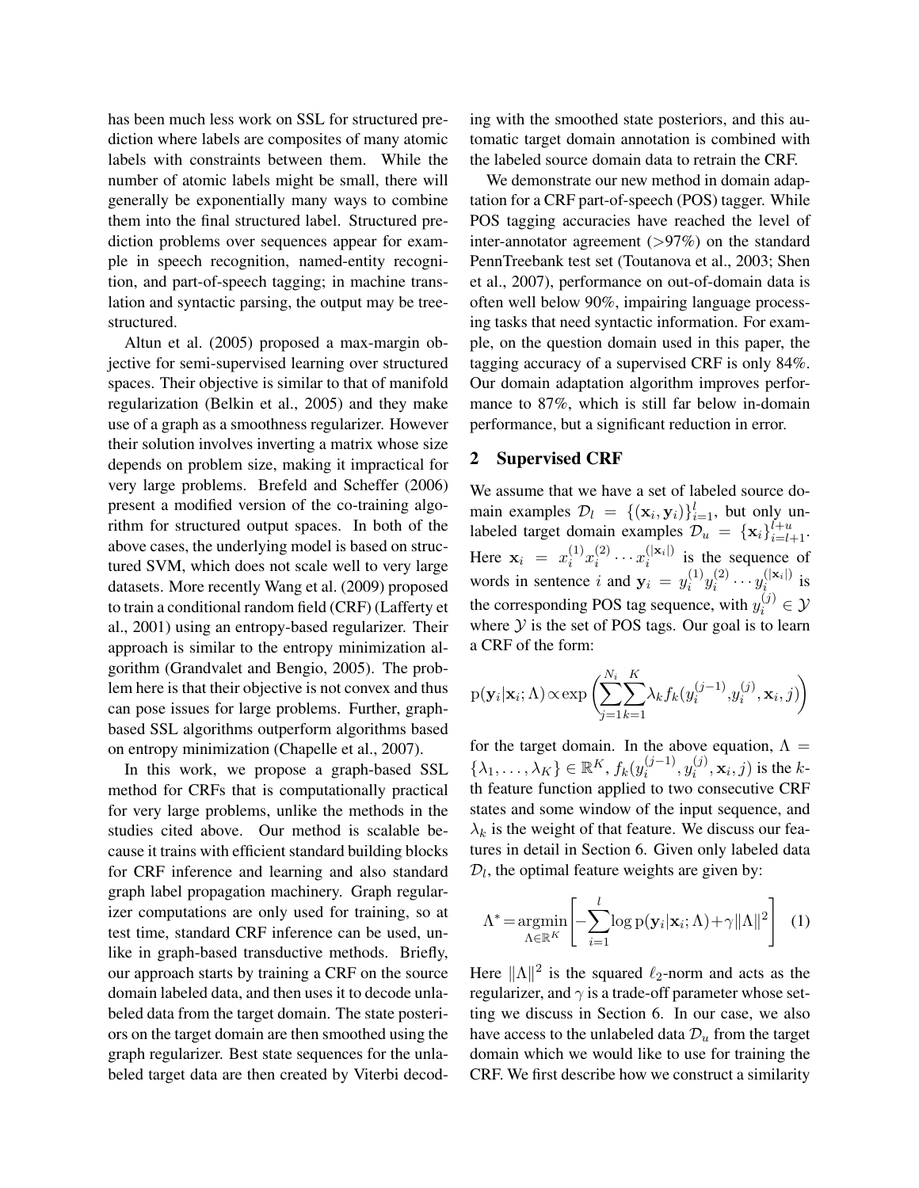has been much less work on SSL for structured prediction where labels are composites of many atomic labels with constraints between them. While the number of atomic labels might be small, there will generally be exponentially many ways to combine them into the final structured label. Structured prediction problems over sequences appear for example in speech recognition, named-entity recognition, and part-of-speech tagging; in machine translation and syntactic parsing, the output may be tree-structured.

Altun et al. (2005) proposed a max-margin objective for semi-supervised learning over structured spaces. Their objective is similar to that of manifold regularization (Belkin et al., 2005) and they make use of a graph as a smoothness regularizer. However their solution involves inverting a matrix whose size depends on problem size, making it impractical for very large problems. Brefeld and Scheffer (2006) present a modified version of the co-training algorithm for structured output spaces. In both of the above cases, the underlying model is based on structured SVM, which does not scale well to very large datasets. More recently Wang et al. (2009) proposed to train a conditional random field (CRF) (Lafferty et al., 2001) using an entropy-based regularizer. Their approach is similar to the entropy minimization algorithm (Grandvalet and Bengio, 2005). The problem here is that their objective is not convex and thus can pose issues for large problems. Further, graph-based SSL algorithms outperform algorithms based on entropy minimization (Chapelle et al., 2007).

In this work, we propose a graph-based SSL method for CRFs that is computationally practical for very large problems, unlike the methods in the studies cited above. Our method is scalable because it trains with efficient standard building blocks for CRF inference and learning and also standard graph label propagation machinery. Graph regularizer computations are only used for training, so at test time, standard CRF inference can be used, unlike in graph-based transductive methods. Briefly, our approach starts by training a CRF on the source domain labeled data, and then uses it to decode unlabeled data from the target domain. The state posteriors on the target domain are then smoothed using the graph regularizer. Best state sequences for the unlabeled target data are then created by Viterbi decoding with the smoothed state posteriors, and this automatic target domain annotation is combined with the labeled source domain data to retrain the CRF.

We demonstrate our new method in domain adaptation for a CRF part-of-speech (POS) tagger. While POS tagging accuracies have reached the level of inter-annotator agreement (>97%) on the standard PennTreebank test set (Toutanova et al., 2003; Shen et al., 2007), performance on out-of-domain data is often well below 90%, impairing language processing tasks that need syntactic information. For example, on the question domain used in this paper, the tagging accuracy of a supervised CRF is only 84%. Our domain adaptation algorithm improves performance to 87%, which is still far below in-domain performance, but a significant reduction in error.

## 2 Supervised CRF

We assume that we have a set of labeled source domain examples $\mathcal{D}_l = \{(\mathbf{x}_i, \mathbf{y}_i)\}_{i=1}^{l}$, but only unlabeled target domain examples $\mathcal{D}_u = \{\mathbf{x}_i\}_{i=l+1}^{l+u}$. Here $\mathbf{x}_i = x_i^{(1)} x_i^{(2)} \cdots x_i^{(|\mathbf{x}_i|)}$ is the sequence of words in sentence $i$ and $\mathbf{y}_i = y_i^{(1)} y_i^{(2)} \cdots y_i^{(|\mathbf{x}_i|)}$ is the corresponding POS tag sequence, with $y_i^{(j)} \in \mathcal{Y}$ where $\mathcal{Y}$ is the set of POS tags. Our goal is to learn a CRF of the form:

$$\mathrm{p}(\mathbf{y}_i | \mathbf{x}_i; \Lambda) \propto \exp\left(\sum_{j=1}^{N_i} \sum_{k=1}^{K} \lambda_k f_k(y_i^{(j-1)}, y_i^{(j)}, \mathbf{x}_i, j)\right)$$

for the target domain. In the above equation, $\Lambda = \{\lambda_1, \ldots, \lambda_K\} \in \mathbb{R}^K$, $f_k(y_i^{(j-1)}, y_i^{(j)}, \mathbf{x}_i, j)$ is the $k$-th feature function applied to two consecutive CRF states and some window of the input sequence, and $\lambda_k$ is the weight of that feature. We discuss our features in detail in Section 6. Given only labeled data $\mathcal{D}_l$, the optimal feature weights are given by:

$$\Lambda^* = \underset{\Lambda \in \mathbb{R}^K}{\operatorname{argmin}} \left[ -\sum_{i=1}^{l} \log \mathrm{p}(\mathbf{y}_i | \mathbf{x}_i; \Lambda) + \gamma \|\Lambda\|^2 \right] \quad (1)$$

Here $\|\Lambda\|^2$ is the squared $\ell_2$-norm and acts as the regularizer, and $\gamma$ is a trade-off parameter whose setting we discuss in Section 6. In our case, we also have access to the unlabeled data $\mathcal{D}_u$ from the target domain which we would like to use for training the CRF. We first describe how we construct a similarity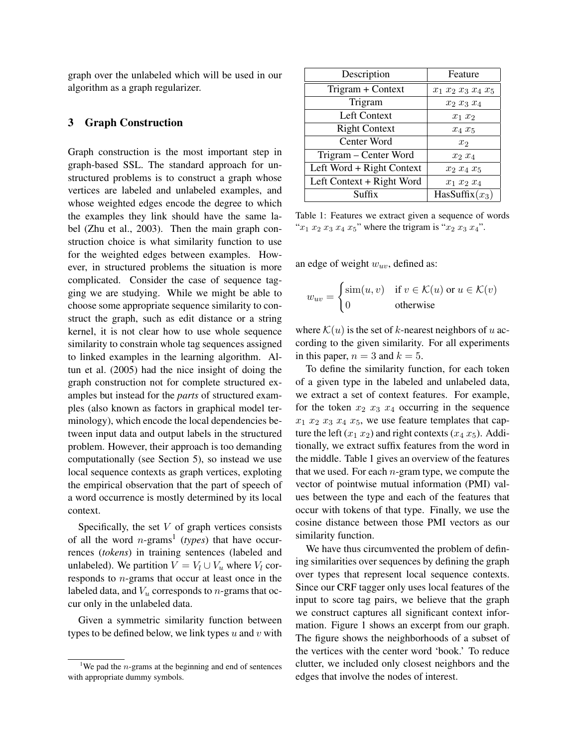graph over the unlabeled which will be used in our algorithm as a graph regularizer.

## 3 Graph Construction

Graph construction is the most important step in graph-based SSL. The standard approach for unstructured problems is to construct a graph whose vertices are labeled and unlabeled examples, and whose weighted edges encode the degree to which the examples they link should have the same label (Zhu et al., 2003). Then the main graph construction choice is what similarity function to use for the weighted edges between examples. However, in structured problems the situation is more complicated. Consider the case of sequence tagging we are studying. While we might be able to choose some appropriate sequence similarity to construct the graph, such as edit distance or a string kernel, it is not clear how to use whole sequence similarity to constrain whole tag sequences assigned to linked examples in the learning algorithm. Altun et al. (2005) had the nice insight of doing the graph construction not for complete structured examples but instead for the *parts* of structured examples (also known as factors in graphical model terminology), which encode the local dependencies between input data and output labels in the structured problem. However, their approach is too demanding computationally (see Section 5), so instead we use local sequence contexts as graph vertices, exploting the empirical observation that the part of speech of a word occurrence is mostly determined by its local context.

Specifically, the set $V$ of graph vertices consists of all the word $n$-grams[1] (***types***) that have occurrences (***tokens***) in training sentences (labeled and unlabeled). We partition $V = V_l \cup V_u$ where $V_l$ corresponds to $n$-grams that occur at least once in the labeled data, and $V_u$ corresponds to $n$-grams that occur only in the unlabeled data.

Given a symmetric similarity function between types to be defined below, we link types $u$ and $v$ with an edge of weight $w_{uv}$, defined as:

$$w_{uv} = \begin{cases} \text{sim}(u, v) & \text{if } v \in \mathcal{K}(u) \text{ or } u \in \mathcal{K}(v) \\ 0 & \text{otherwise} \end{cases}$$

where $\mathcal{K}(u)$ is the set of $k$-nearest neighbors of $u$ according to the given similarity. For all experiments in this paper, $n = 3$ and $k = 5$.

| Description | Feature |
|---|---|
| Trigram + Context | $x_1\ x_2\ x_3\ x_4\ x_5$ |
| Trigram | $x_2\ x_3\ x_4$ |
| Left Context | $x_1\ x_2$ |
| Right Context | $x_4\ x_5$ |
| Center Word | $x_2$ |
| Trigram – Center Word | $x_2\ x_4$ |
| Left Word + Right Context | $x_2\ x_4\ x_5$ |
| Left Context + Right Word | $x_1\ x_2\ x_4$ |
| Suffix | HasSuffix($x_3$) |

Table 1: Features we extract given a sequence of words "$x_1\ x_2\ x_3\ x_4\ x_5$" where the trigram is "$x_2\ x_3\ x_4$".

To define the similarity function, for each token of a given type in the labeled and unlabeled data, we extract a set of context features. For example, for the token $x_2\ x_3\ x_4$ occurring in the sequence $x_1\ x_2\ x_3\ x_4\ x_5$, we use feature templates that capture the left ($x_1\ x_2$) and right contexts ($x_4\ x_5$). Additionally, we extract suffix features from the word in the middle. Table 1 gives an overview of the features that we used. For each $n$-gram type, we compute the vector of pointwise mutual information (PMI) values between the type and each of the features that occur with tokens of that type. Finally, we use the cosine distance between those PMI vectors as our similarity function.

We have thus circumvented the problem of defining similarities over sequences by defining the graph over types that represent local sequence contexts. Since our CRF tagger only uses local features of the input to score tag pairs, we believe that the graph we construct captures all significant context information. Figure 1 shows an excerpt from our graph. The figure shows the neighborhoods of a subset of the vertices with the center word 'book.' To reduce clutter, we included only closest neighbors and the edges that involve the nodes of interest.

[1] We pad the $n$-grams at the beginning and end of sentences with appropriate dummy symbols.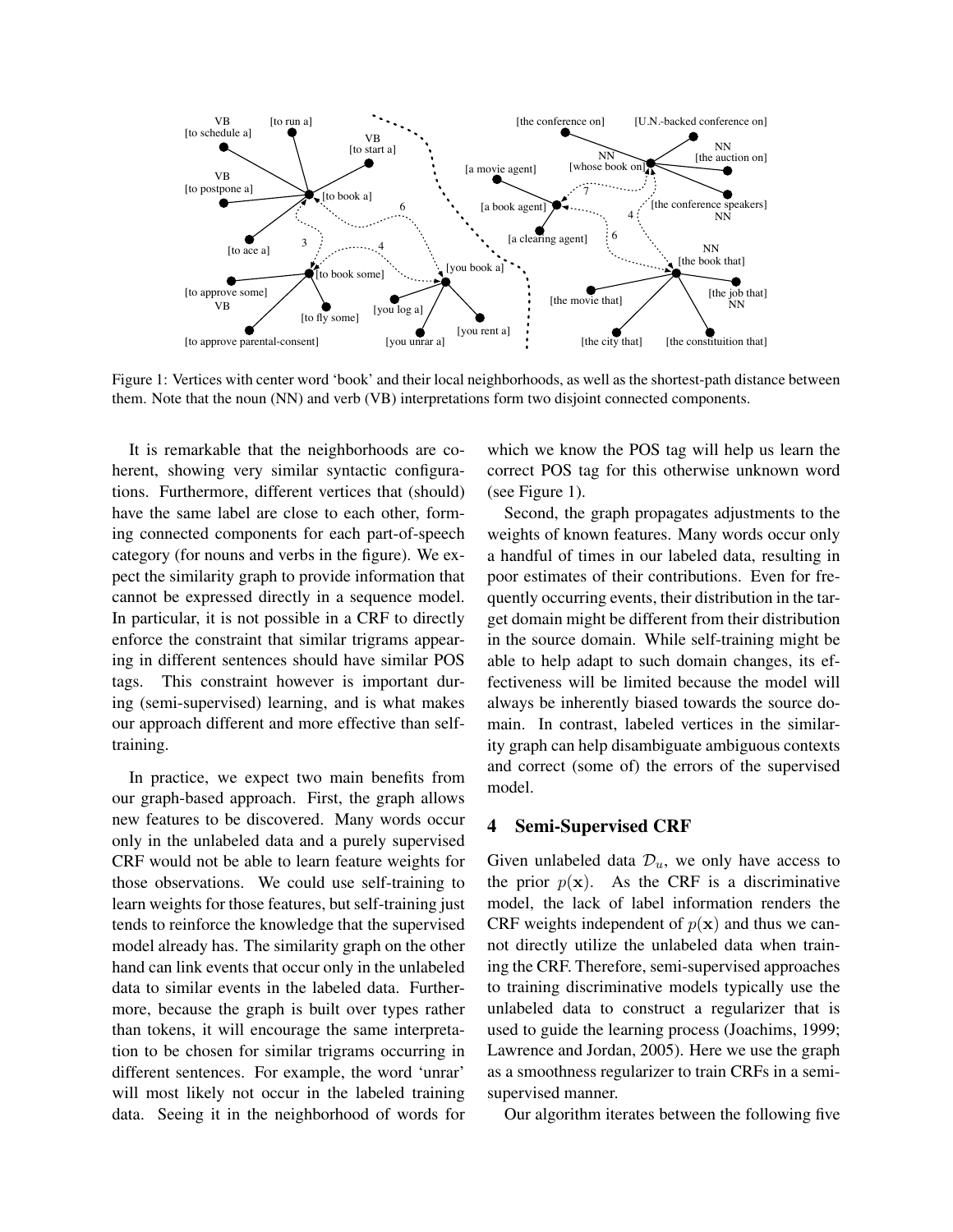Figure 1: Vertices with center word 'book' and their local neighborhoods, as well as the shortest-path distance between them. Note that the noun (NN) and verb (VB) interpretations form two disjoint connected components.

It is remarkable that the neighborhoods are coherent, showing very similar syntactic configurations. Furthermore, different vertices that (should) have the same label are close to each other, forming connected components for each part-of-speech category (for nouns and verbs in the figure). We expect the similarity graph to provide information that cannot be expressed directly in a sequence model. In particular, it is not possible in a CRF to directly enforce the constraint that similar trigrams appearing in different sentences should have similar POS tags. This constraint however is important during (semi-supervised) learning, and is what makes our approach different and more effective than self-training.

In practice, we expect two main benefits from our graph-based approach. First, the graph allows new features to be discovered. Many words occur only in the unlabeled data and a purely supervised CRF would not be able to learn feature weights for those observations. We could use self-training to learn weights for those features, but self-training just tends to reinforce the knowledge that the supervised model already has. The similarity graph on the other hand can link events that occur only in the unlabeled data to similar events in the labeled data. Furthermore, because the graph is built over types rather than tokens, it will encourage the same interpretation to be chosen for similar trigrams occurring in different sentences. For example, the word 'unrar' will most likely not occur in the labeled training data. Seeing it in the neighborhood of words for which we know the POS tag will help us learn the correct POS tag for this otherwise unknown word (see Figure 1).

Second, the graph propagates adjustments to the weights of known features. Many words occur only a handful of times in our labeled data, resulting in poor estimates of their contributions. Even for frequently occurring events, their distribution in the target domain might be different from their distribution in the source domain. While self-training might be able to help adapt to such domain changes, its effectiveness will be limited because the model will always be inherently biased towards the source domain. In contrast, labeled vertices in the similarity graph can help disambiguate ambiguous contexts and correct (some of) the errors of the supervised model.

## 4 Semi-Supervised CRF

Given unlabeled data $\mathcal{D}_u$, we only have access to the prior $p(\mathbf{x})$. As the CRF is a discriminative model, the lack of label information renders the CRF weights independent of $p(\mathbf{x})$ and thus we cannot directly utilize the unlabeled data when training the CRF. Therefore, semi-supervised approaches to training discriminative models typically use the unlabeled data to construct a regularizer that is used to guide the learning process (Joachims, 1999; Lawrence and Jordan, 2005). Here we use the graph as a smoothness regularizer to train CRFs in a semi-supervised manner.

Our algorithm iterates between the following five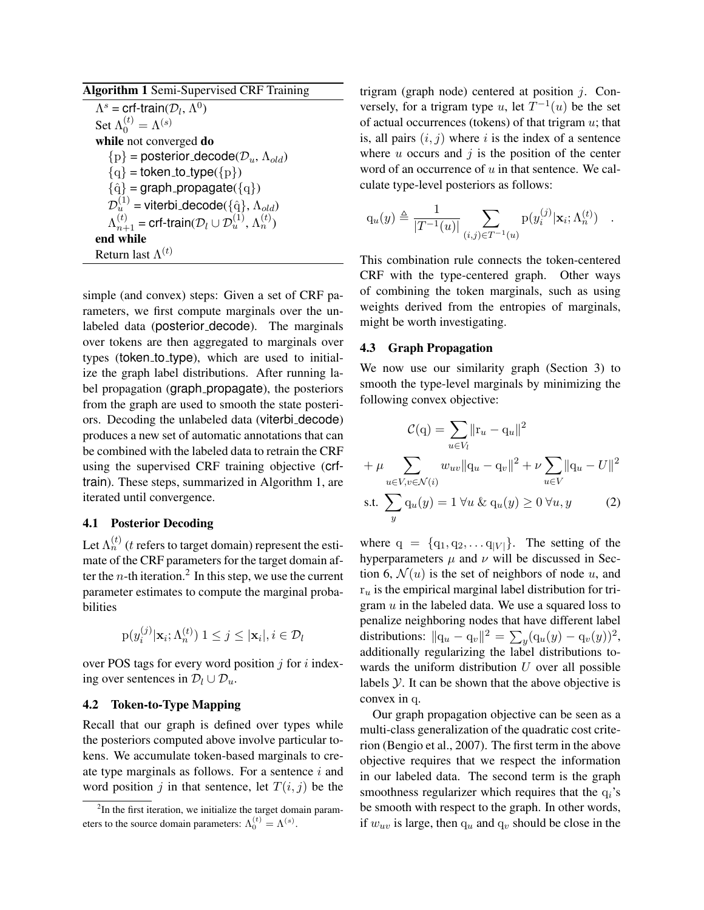**Algorithm 1** Semi-Supervised CRF Training

```
Λ^s = crf-train(D_l, Λ^0)
Set Λ_0^(t) = Λ^(s)
while not converged do
    {p} = posterior_decode(D_u, Λ_old)
    {q} = token_to_type({p})
    {q̂} = graph_propagate({q})
    D_u^(1) = viterbi_decode({q̂}, Λ_old)
    Λ_{n+1}^(t) = crf-train(D_l ∪ D_u^(1), Λ_n^(t))
end while
Return last Λ^(t)
```

simple (and convex) steps: Given a set of CRF parameters, we first compute marginals over the unlabeled data (posterior_decode). The marginals over tokens are then aggregated to marginals over types (token_to_type), which are used to initialize the graph label distributions. After running label propagation (graph_propagate), the posteriors from the graph are used to smooth the state posteriors. Decoding the unlabeled data (viterbi_decode) produces a new set of automatic annotations that can be combined with the labeled data to retrain the CRF using the supervised CRF training objective (crf-train). These steps, summarized in Algorithm 1, are iterated until convergence.

### 4.1 Posterior Decoding

Let $\Lambda_n^{(t)}$ ($t$ refers to target domain) represent the estimate of the CRF parameters for the target domain after the $n$-th iteration.[2] In this step, we use the current parameter estimates to compute the marginal probabilities

$$\mathrm{p}(y_i^{(j)}|\mathbf{x}_i;\Lambda_n^{(t)})\ 1 \leq j \leq |\mathbf{x}_i|, i \in \mathcal{D}_l$$

over POS tags for every word position $j$ for $i$ indexing over sentences in $\mathcal{D}_l \cup \mathcal{D}_u$.

### 4.2 Token-to-Type Mapping

Recall that our graph is defined over types while the posteriors computed above involve particular tokens. We accumulate token-based marginals to create type marginals as follows. For a sentence $i$ and word position $j$ in that sentence, let $T(i,j)$ be the trigram (graph node) centered at position $j$. Conversely, for a trigram type $u$, let $T^{-1}(u)$ be the set of actual occurrences (tokens) of that trigram $u$; that is, all pairs $(i,j)$ where $i$ is the index of a sentence where $u$ occurs and $j$ is the position of the center word of an occurrence of $u$ in that sentence. We calculate type-level posteriors as follows:

$$\mathrm{q}_u(y) \triangleq \frac{1}{|T^{-1}(u)|} \sum_{(i,j) \in T^{-1}(u)} \mathrm{p}(y_i^{(j)}|\mathbf{x}_i;\Lambda_n^{(t)}) \quad .$$

This combination rule connects the token-centered CRF with the type-centered graph. Other ways of combining the token marginals, such as using weights derived from the entropies of marginals, might be worth investigating.

### 4.3 Graph Propagation

We now use our similarity graph (Section 3) to smooth the type-level marginals by minimizing the following convex objective:

$$\begin{aligned} \mathcal{C}(\mathrm{q}) &= \sum_{u \in V_l} \|\mathrm{r}_u - \mathrm{q}_u\|^2 \\ &+ \mu \sum_{u \in V, v \in \mathcal{N}(i)} w_{uv} \|\mathrm{q}_u - \mathrm{q}_v\|^2 + \nu \sum_{u \in V} \|\mathrm{q}_u - U\|^2 \\ \text{s.t.} &\sum_y \mathrm{q}_u(y) = 1\ \forall u\ \&\ \mathrm{q}_u(y) \geq 0\ \forall u, y \end{aligned} \tag{2}$$

where $\mathrm{q} = \{\mathrm{q}_1, \mathrm{q}_2, \ldots \mathrm{q}_{|V|}\}$. The setting of the hyperparameters $\mu$ and $\nu$ will be discussed in Section 6, $\mathcal{N}(u)$ is the set of neighbors of node $u$, and $\mathrm{r}_u$ is the empirical marginal label distribution for trigram $u$ in the labeled data. We use a squared loss to penalize neighboring nodes that have different label distributions: $\|\mathrm{q}_u - \mathrm{q}_v\|^2 = \sum_y (\mathrm{q}_u(y) - \mathrm{q}_v(y))^2$, additionally regularizing the label distributions towards the uniform distribution $U$ over all possible labels $\mathcal{Y}$. It can be shown that the above objective is convex in $\mathrm{q}$.

Our graph propagation objective can be seen as a multi-class generalization of the quadratic cost criterion (Bengio et al., 2007). The first term in the above objective requires that we respect the information in our labeled data. The second term is the graph smoothness regularizer which requires that the $\mathrm{q}_i$'s be smooth with respect to the graph. In other words, if $w_{uv}$ is large, then $\mathrm{q}_u$ and $\mathrm{q}_v$ should be close in the

[2] In the first iteration, we initialize the target domain parameters to the source domain parameters: $\Lambda_0^{(t)} = \Lambda^{(s)}$.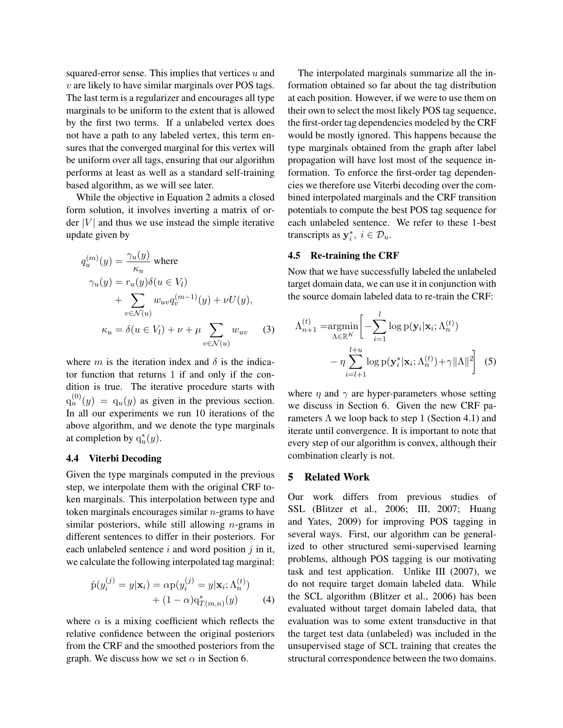squared-error sense. This implies that vertices $u$ and $v$ are likely to have similar marginals over POS tags. The last term is a regularizer and encourages all type marginals to be uniform to the extent that is allowed by the first two terms. If a unlabeled vertex does not have a path to any labeled vertex, this term ensures that the converged marginal for this vertex will be uniform over all tags, ensuring that our algorithm performs at least as well as a standard self-training based algorithm, as we will see later.

While the objective in Equation 2 admits a closed form solution, it involves inverting a matrix of order $|V|$ and thus we use instead the simple iterative update given by

$$
\begin{aligned}
q_u^{(m)}(y) &= \frac{\gamma_u(y)}{\kappa_u} \text{ where} \\
\gamma_u(y) &= r_u(y)\delta(u \in V_l) \\
&\quad + \sum_{v \in \mathcal{N}(u)} w_{uv} q_v^{(m-1)}(y) + \nu U(y), \\
\kappa_u &= \delta(u \in V_l) + \nu + \mu \sum_{v \in \mathcal{N}(u)} w_{uv} \qquad (3)
\end{aligned}
$$

where $m$ is the iteration index and $\delta$ is the indicator function that returns 1 if and only if the condition is true. The iterative procedure starts with $\mathrm{q}_u^{(0)}(y) = \mathrm{q}_u(y)$ as given in the previous section. In all our experiments we run 10 iterations of the above algorithm, and we denote the type marginals at completion by $\mathrm{q}_u^*(y)$.

### 4.4 Viterbi Decoding

Given the type marginals computed in the previous step, we interpolate them with the original CRF token marginals. This interpolation between type and token marginals encourages similar $n$-grams to have similar posteriors, while still allowing $n$-grams in different sentences to differ in their posteriors. For each unlabeled sentence $i$ and word position $j$ in it, we calculate the following interpolated tag marginal:

$$
\begin{aligned}
\hat{\mathrm{p}}(y_i^{(j)} = y | \mathbf{x}_i) &= \alpha \mathrm{p}(y_i^{(j)} = y | \mathbf{x}_i; \Lambda_n^{(t)}) \\
&\quad + (1 - \alpha)\mathrm{q}^*_{T(m,n)}(y) \qquad (4)
\end{aligned}
$$

where $\alpha$ is a mixing coefficient which reflects the relative confidence between the original posteriors from the CRF and the smoothed posteriors from the graph. We discuss how we set $\alpha$ in Section 6.

The interpolated marginals summarize all the information obtained so far about the tag distribution at each position. However, if we were to use them on their own to select the most likely POS tag sequence, the first-order tag dependencies modeled by the CRF would be mostly ignored. This happens because the type marginals obtained from the graph after label propagation will have lost most of the sequence information. To enforce the first-order tag dependencies we therefore use Viterbi decoding over the combined interpolated marginals and the CRF transition potentials to compute the best POS tag sequence for each unlabeled sentence. We refer to these 1-best transcripts as $\mathbf{y}_i^*, \ i \in \mathcal{D}_u$.

### 4.5 Re-training the CRF

Now that we have successfully labeled the unlabeled target domain data, we can use it in conjunction with the source domain labeled data to re-train the CRF:

$$
\begin{aligned}
\Lambda_{n+1}^{(t)} = \underset{\Lambda \in \mathbb{R}^K}{\operatorname{argmin}} \Bigg[ &- \sum_{i=1}^{l} \log \mathrm{p}(\mathbf{y}_i | \mathbf{x}_i; \Lambda_n^{(t)}) \\
&- \eta \sum_{i=l+1}^{l+u} \log \mathrm{p}(\mathbf{y}_i^* | \mathbf{x}_i; \Lambda_n^{(t)}) + \gamma \|\Lambda\|^2 \Bigg] \quad (5)
\end{aligned}
$$

where $\eta$ and $\gamma$ are hyper-parameters whose setting we discuss in Section 6. Given the new CRF parameters $\Lambda$ we loop back to step 1 (Section 4.1) and iterate until convergence. It is important to note that every step of our algorithm is convex, although their combination clearly is not.

## 5 Related Work

Our work differs from previous studies of SSL (Blitzer et al., 2006; III, 2007; Huang and Yates, 2009) for improving POS tagging in several ways. First, our algorithm can be generalized to other structured semi-supervised learning problems, although POS tagging is our motivating task and test application. Unlike III (2007), we do not require target domain labeled data. While the SCL algorithm (Blitzer et al., 2006) has been evaluated without target domain labeled data, that evaluation was to some extent transductive in that the target test data (unlabeled) was included in the unsupervised stage of SCL training that creates the structural correspondence between the two domains.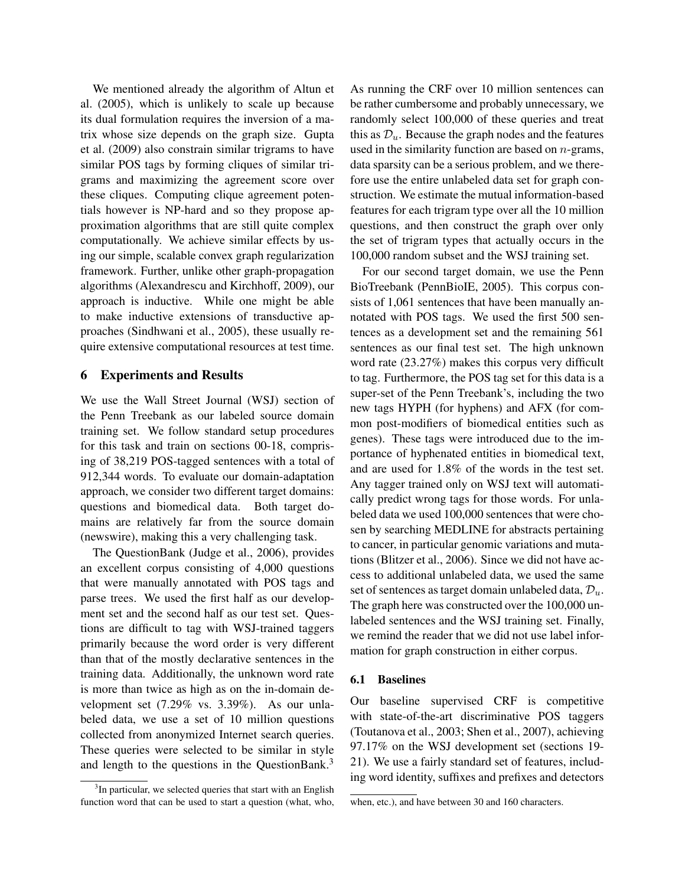We mentioned already the algorithm of Altun et al. (2005), which is unlikely to scale up because its dual formulation requires the inversion of a matrix whose size depends on the graph size. Gupta et al. (2009) also constrain similar trigrams to have similar POS tags by forming cliques of similar trigrams and maximizing the agreement score over these cliques. Computing clique agreement potentials however is NP-hard and so they propose approximation algorithms that are still quite complex computationally. We achieve similar effects by using our simple, scalable convex graph regularization framework. Further, unlike other graph-propagation algorithms (Alexandrescu and Kirchhoff, 2009), our approach is inductive. While one might be able to make inductive extensions of transductive approaches (Sindhwani et al., 2005), these usually require extensive computational resources at test time.

## 6 Experiments and Results

We use the Wall Street Journal (WSJ) section of the Penn Treebank as our labeled source domain training set. We follow standard setup procedures for this task and train on sections 00-18, comprising of 38,219 POS-tagged sentences with a total of 912,344 words. To evaluate our domain-adaptation approach, we consider two different target domains: questions and biomedical data. Both target domains are relatively far from the source domain (newswire), making this a very challenging task.

The QuestionBank (Judge et al., 2006), provides an excellent corpus consisting of 4,000 questions that were manually annotated with POS tags and parse trees. We used the first half as our development set and the second half as our test set. Questions are difficult to tag with WSJ-trained taggers primarily because the word order is very different than that of the mostly declarative sentences in the training data. Additionally, the unknown word rate is more than twice as high as on the in-domain development set (7.29% vs. 3.39%). As our unlabeled data, we use a set of 10 million questions collected from anonymized Internet search queries. These queries were selected to be similar in style and length to the questions in the QuestionBank.[3] As running the CRF over 10 million sentences can be rather cumbersome and probably unnecessary, we randomly select 100,000 of these queries and treat this as $\mathcal{D}_u$. Because the graph nodes and the features used in the similarity function are based on $n$-grams, data sparsity can be a serious problem, and we therefore use the entire unlabeled data set for graph construction. We estimate the mutual information-based features for each trigram type over all the 10 million questions, and then construct the graph over only the set of trigram types that actually occurs in the 100,000 random subset and the WSJ training set.

For our second target domain, we use the Penn BioTreebank (PennBioIE, 2005). This corpus consists of 1,061 sentences that have been manually annotated with POS tags. We used the first 500 sentences as a development set and the remaining 561 sentences as our final test set. The high unknown word rate (23.27%) makes this corpus very difficult to tag. Furthermore, the POS tag set for this data is a super-set of the Penn Treebank's, including the two new tags HYPH (for hyphens) and AFX (for common post-modifiers of biomedical entities such as genes). These tags were introduced due to the importance of hyphenated entities in biomedical text, and are used for 1.8% of the words in the test set. Any tagger trained only on WSJ text will automatically predict wrong tags for those words. For unlabeled data we used 100,000 sentences that were chosen by searching MEDLINE for abstracts pertaining to cancer, in particular genomic variations and mutations (Blitzer et al., 2006). Since we did not have access to additional unlabeled data, we used the same set of sentences as target domain unlabeled data, $\mathcal{D}_u$. The graph here was constructed over the 100,000 unlabeled sentences and the WSJ training set. Finally, we remind the reader that we did not use label information for graph construction in either corpus.

### 6.1 Baselines

Our baseline supervised CRF is competitive with state-of-the-art discriminative POS taggers (Toutanova et al., 2003; Shen et al., 2007), achieving 97.17% on the WSJ development set (sections 19-21). We use a fairly standard set of features, including word identity, suffixes and prefixes and detectors

[3] In particular, we selected queries that start with an English function word that can be used to start a question (what, who, when, etc.), and have between 30 and 160 characters.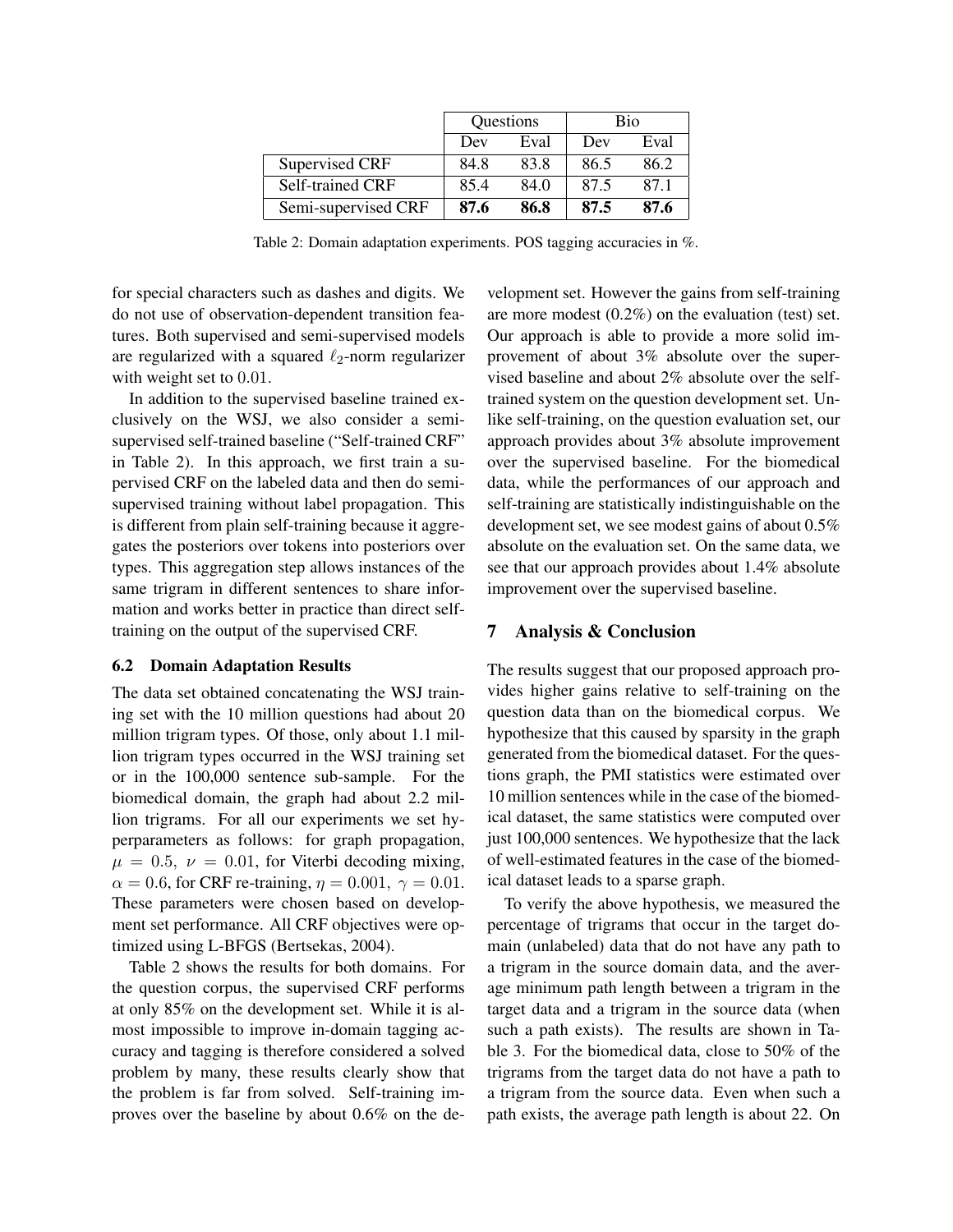| | Questions | | Bio | |
|---|---|---|---|---|
| | Dev | Eval | Dev | Eval |
| Supervised CRF | 84.8 | 83.8 | 86.5 | 86.2 |
| Self-trained CRF | 85.4 | 84.0 | 87.5 | 87.1 |
| Semi-supervised CRF | **87.6** | **86.8** | **87.5** | **87.6** |

Table 2: Domain adaptation experiments. POS tagging accuracies in %.

for special characters such as dashes and digits. We do not use of observation-dependent transition features. Both supervised and semi-supervised models are regularized with a squared $\ell_2$-norm regularizer with weight set to $0.01$.

In addition to the supervised baseline trained exclusively on the WSJ, we also consider a semi-supervised self-trained baseline ("Self-trained CRF" in Table 2). In this approach, we first train a supervised CRF on the labeled data and then do semi-supervised training without label propagation. This is different from plain self-training because it aggregates the posteriors over tokens into posteriors over types. This aggregation step allows instances of the same trigram in different sentences to share information and works better in practice than direct self-training on the output of the supervised CRF.

### 6.2 Domain Adaptation Results

The data set obtained concatenating the WSJ training set with the 10 million questions had about 20 million trigram types. Of those, only about 1.1 million trigram types occurred in the WSJ training set or in the 100,000 sentence sub-sample. For the biomedical domain, the graph had about 2.2 million trigrams. For all our experiments we set hyperparameters as follows: for graph propagation, $\mu = 0.5,\ \nu = 0.01$, for Viterbi decoding mixing, $\alpha = 0.6$, for CRF re-training, $\eta = 0.001,\ \gamma = 0.01$. These parameters were chosen based on development set performance. All CRF objectives were optimized using L-BFGS (Bertsekas, 2004).

Table 2 shows the results for both domains. For the question corpus, the supervised CRF performs at only 85% on the development set. While it is almost impossible to improve in-domain tagging accuracy and tagging is therefore considered a solved problem by many, these results clearly show that the problem is far from solved. Self-training improves over the baseline by about 0.6% on the development set. However the gains from self-training are more modest (0.2%) on the evaluation (test) set. Our approach is able to provide a more solid improvement of about 3% absolute over the supervised baseline and about 2% absolute over the self-trained system on the question development set. Unlike self-training, on the question evaluation set, our approach provides about 3% absolute improvement over the supervised baseline. For the biomedical data, while the performances of our approach and self-training are statistically indistinguishable on the development set, we see modest gains of about 0.5% absolute on the evaluation set. On the same data, we see that our approach provides about 1.4% absolute improvement over the supervised baseline.

## 7 Analysis & Conclusion

The results suggest that our proposed approach provides higher gains relative to self-training on the question data than on the biomedical corpus. We hypothesize that this caused by sparsity in the graph generated from the biomedical dataset. For the questions graph, the PMI statistics were estimated over 10 million sentences while in the case of the biomedical dataset, the same statistics were computed over just 100,000 sentences. We hypothesize that the lack of well-estimated features in the case of the biomedical dataset leads to a sparse graph.

To verify the above hypothesis, we measured the percentage of trigrams that occur in the target domain (unlabeled) data that do not have any path to a trigram in the source domain data, and the average minimum path length between a trigram in the target data and a trigram in the source data (when such a path exists). The results are shown in Table 3. For the biomedical data, close to 50% of the trigrams from the target data do not have a path to a trigram from the source data. Even when such a path exists, the average path length is about 22. On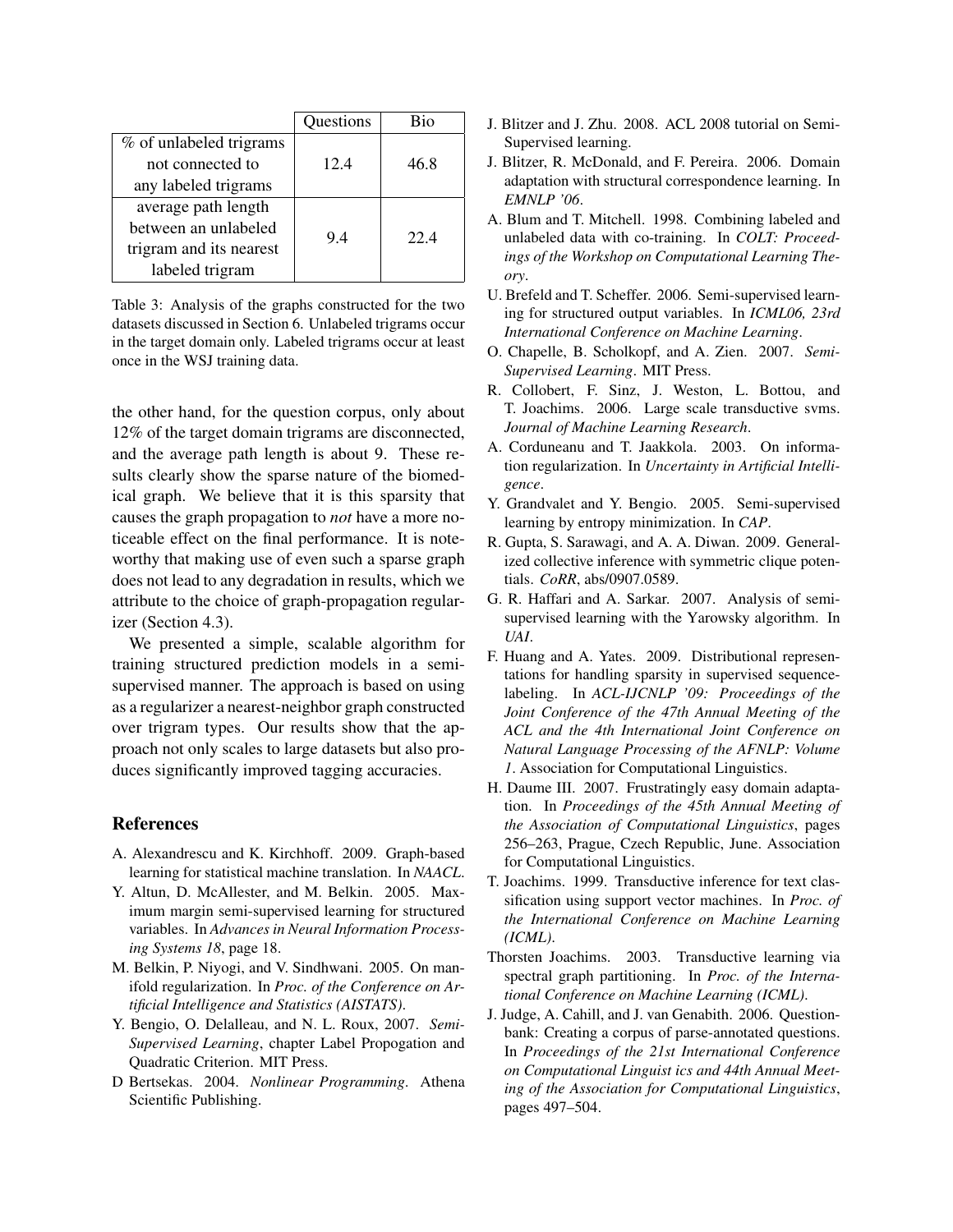| | Questions | Bio |
|---|---|---|
| % of unlabeled trigrams not connected to any labeled trigrams | 12.4 | 46.8 |
| average path length between an unlabeled trigram and its nearest labeled trigram | 9.4 | 22.4 |

Table 3: Analysis of the graphs constructed for the two datasets discussed in Section 6. Unlabeled trigrams occur in the target domain only. Labeled trigrams occur at least once in the WSJ training data.

the other hand, for the question corpus, only about 12% of the target domain trigrams are disconnected, and the average path length is about 9. These results clearly show the sparse nature of the biomedical graph. We believe that it is this sparsity that causes the graph propagation to *not* have a more noticeable effect on the final performance. It is noteworthy that making use of even such a sparse graph does not lead to any degradation in results, which we attribute to the choice of graph-propagation regularizer (Section 4.3).

We presented a simple, scalable algorithm for training structured prediction models in a semi-supervised manner. The approach is based on using as a regularizer a nearest-neighbor graph constructed over trigram types. Our results show that the approach not only scales to large datasets but also produces significantly improved tagging accuracies.

## References

A. Alexandrescu and K. Kirchhoff. 2009. Graph-based learning for statistical machine translation. In *NAACL*.

Y. Altun, D. McAllester, and M. Belkin. 2005. Maximum margin semi-supervised learning for structured variables. In *Advances in Neural Information Processing Systems 18*, page 18.

M. Belkin, P. Niyogi, and V. Sindhwani. 2005. On manifold regularization. In *Proc. of the Conference on Artificial Intelligence and Statistics (AISTATS)*.

Y. Bengio, O. Delalleau, and N. L. Roux, 2007. *Semi-Supervised Learning*, chapter Label Propogation and Quadratic Criterion. MIT Press.

D Bertsekas. 2004. *Nonlinear Programming*. Athena Scientific Publishing.

J. Blitzer and J. Zhu. 2008. ACL 2008 tutorial on Semi-Supervised learning.

J. Blitzer, R. McDonald, and F. Pereira. 2006. Domain adaptation with structural correspondence learning. In *EMNLP '06*.

A. Blum and T. Mitchell. 1998. Combining labeled and unlabeled data with co-training. In *COLT: Proceedings of the Workshop on Computational Learning Theory*.

U. Brefeld and T. Scheffer. 2006. Semi-supervised learning for structured output variables. In *ICML06, 23rd International Conference on Machine Learning*.

O. Chapelle, B. Scholkopf, and A. Zien. 2007. *Semi-Supervised Learning*. MIT Press.

R. Collobert, F. Sinz, J. Weston, L. Bottou, and T. Joachims. 2006. Large scale transductive svms. *Journal of Machine Learning Research*.

A. Corduneanu and T. Jaakkola. 2003. On information regularization. In *Uncertainty in Artificial Intelligence*.

Y. Grandvalet and Y. Bengio. 2005. Semi-supervised learning by entropy minimization. In *CAP*.

R. Gupta, S. Sarawagi, and A. A. Diwan. 2009. Generalized collective inference with symmetric clique potentials. *CoRR*, abs/0907.0589.

G. R. Haffari and A. Sarkar. 2007. Analysis of semi-supervised learning with the Yarowsky algorithm. In *UAI*.

F. Huang and A. Yates. 2009. Distributional representations for handling sparsity in supervised sequence-labeling. In *ACL-IJCNLP '09: Proceedings of the Joint Conference of the 47th Annual Meeting of the ACL and the 4th International Joint Conference on Natural Language Processing of the AFNLP: Volume 1*. Association for Computational Linguistics.

H. Daume III. 2007. Frustratingly easy domain adaptation. In *Proceedings of the 45th Annual Meeting of the Association of Computational Linguistics*, pages 256–263, Prague, Czech Republic, June. Association for Computational Linguistics.

T. Joachims. 1999. Transductive inference for text classification using support vector machines. In *Proc. of the International Conference on Machine Learning (ICML)*.

Thorsten Joachims. 2003. Transductive learning via spectral graph partitioning. In *Proc. of the International Conference on Machine Learning (ICML)*.

J. Judge, A. Cahill, and J. van Genabith. 2006. Question-bank: Creating a corpus of parse-annotated questions. In *Proceedings of the 21st International Conference on Computational Linguist ics and 44th Annual Meeting of the Association for Computational Linguistics*, pages 497–504.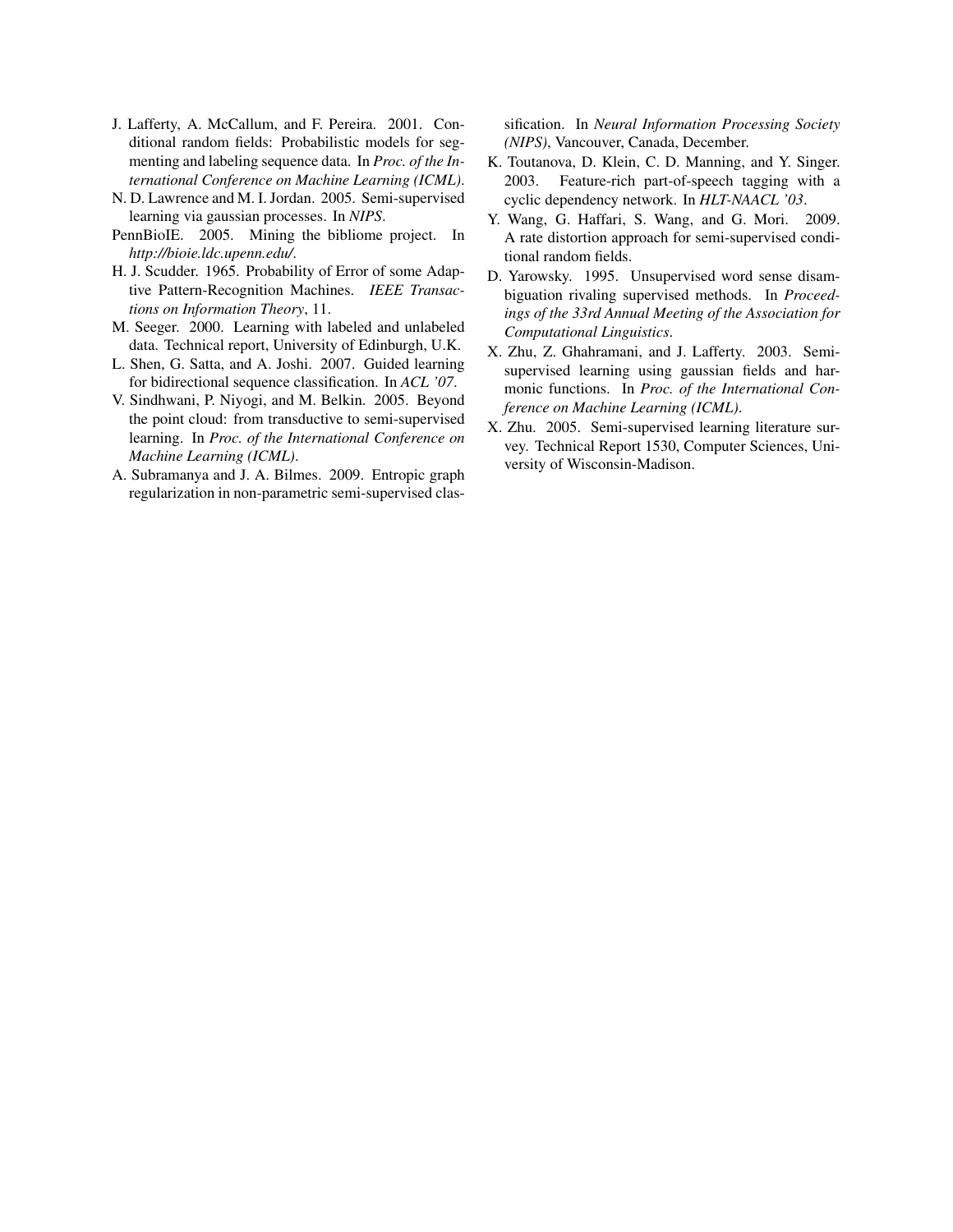J. Lafferty, A. McCallum, and F. Pereira. 2001. Conditional random fields: Probabilistic models for segmenting and labeling sequence data. In *Proc. of the International Conference on Machine Learning (ICML)*.

N. D. Lawrence and M. I. Jordan. 2005. Semi-supervised learning via gaussian processes. In *NIPS*.

PennBioIE. 2005. Mining the bibliome project. In *http://bioie.ldc.upenn.edu/*.

H. J. Scudder. 1965. Probability of Error of some Adaptive Pattern-Recognition Machines. *IEEE Transactions on Information Theory*, 11.

M. Seeger. 2000. Learning with labeled and unlabeled data. Technical report, University of Edinburgh, U.K.

L. Shen, G. Satta, and A. Joshi. 2007. Guided learning for bidirectional sequence classification. In *ACL '07*.

V. Sindhwani, P. Niyogi, and M. Belkin. 2005. Beyond the point cloud: from transductive to semi-supervised learning. In *Proc. of the International Conference on Machine Learning (ICML)*.

A. Subramanya and J. A. Bilmes. 2009. Entropic graph regularization in non-parametric semi-supervised classification. In *Neural Information Processing Society (NIPS)*, Vancouver, Canada, December.

K. Toutanova, D. Klein, C. D. Manning, and Y. Singer. 2003. Feature-rich part-of-speech tagging with a cyclic dependency network. In *HLT-NAACL '03*.

Y. Wang, G. Haffari, S. Wang, and G. Mori. 2009. A rate distortion approach for semi-supervised conditional random fields.

D. Yarowsky. 1995. Unsupervised word sense disambiguation rivaling supervised methods. In *Proceedings of the 33rd Annual Meeting of the Association for Computational Linguistics*.

X. Zhu, Z. Ghahramani, and J. Lafferty. 2003. Semi-supervised learning using gaussian fields and harmonic functions. In *Proc. of the International Conference on Machine Learning (ICML)*.

X. Zhu. 2005. Semi-supervised learning literature survey. Technical Report 1530, Computer Sciences, University of Wisconsin-Madison.